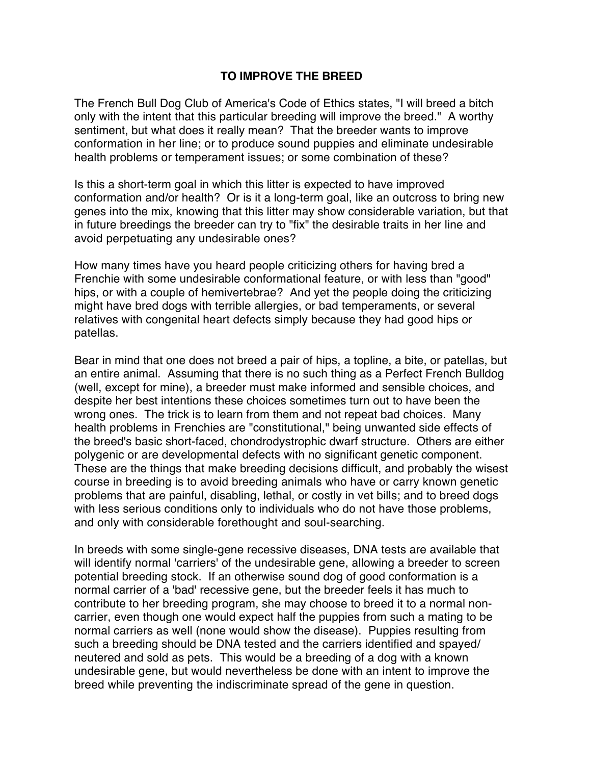# TO IMPROVE THE BREED

The French Bull Dog Club of America's Code of Ethics states, "I will breed a bitch only with the intent that this particular breeding will improve the breed." A worthy sentiment, but what does it really mean? That the breeder wants to improve conformation in her line; or to produce sound puppies and eliminate undesirable health problems or temperament issues; or some combination of these?

Is this a short-term goal in which this litter is expected to have improved conformation and/or health? Or is it a long-term goal, like an outcross to bring new genes into the mix, knowing that this litter may show considerable variation, but that in future breedings the breeder can try to "fix" the desirable traits in her line and avoid perpetuating any undesirable ones?

How many times have you heard people criticizing others for having bred a Frenchie with some undesirable conformational feature, or with less than "good" hips, or with a couple of hemivertebrae? And yet the people doing the criticizing might have bred dogs with terrible allergies, or bad temperaments, or several relatives with congenital heart defects simply because they had good hips or patellas.

Bear in mind that one does not breed a pair of hips, a topline, a bite, or patellas, but an entire animal. Assuming that there is no such thing as a Perfect French Bulldog (well, except for mine), a breeder must make informed and sensible choices, and despite her best intentions these choices sometimes turn out to have been the wrong ones. The trick is to learn from them and not repeat bad choices. Many health problems in Frenchies are "constitutional," being unwanted side effects of the breed's basic short-faced, chondrodystrophic dwarf structure. Others are either polygenic or are developmental defects with no significant genetic component. These are the things that make breeding decisions difficult, and probably the wisest course in breeding is to avoid breeding animals who have or carry known genetic problems that are painful, disabling, lethal, or costly in vet bills; and to breed dogs with less serious conditions only to individuals who do not have those problems, and only with considerable forethought and soul-searching.

In breeds with some single-gene recessive diseases, DNA tests are available that will identify normal 'carriers' of the undesirable gene, allowing a breeder to screen potential breeding stock. If an otherwise sound dog of good conformation is a normal carrier of a 'bad' recessive gene, but the breeder feels it has much to contribute to her breeding program, she may choose to breed it to a normal non-carrier, even though one would expect half the puppies from such a mating to be normal carriers as well (none would show the disease). Puppies resulting from such a breeding should be DNA tested and the carriers identified and spayed/neutered and sold as pets. This would be a breeding of a dog with a known undesirable gene, but would nevertheless be done with an intent to improve the breed while preventing the indiscriminate spread of the gene in question.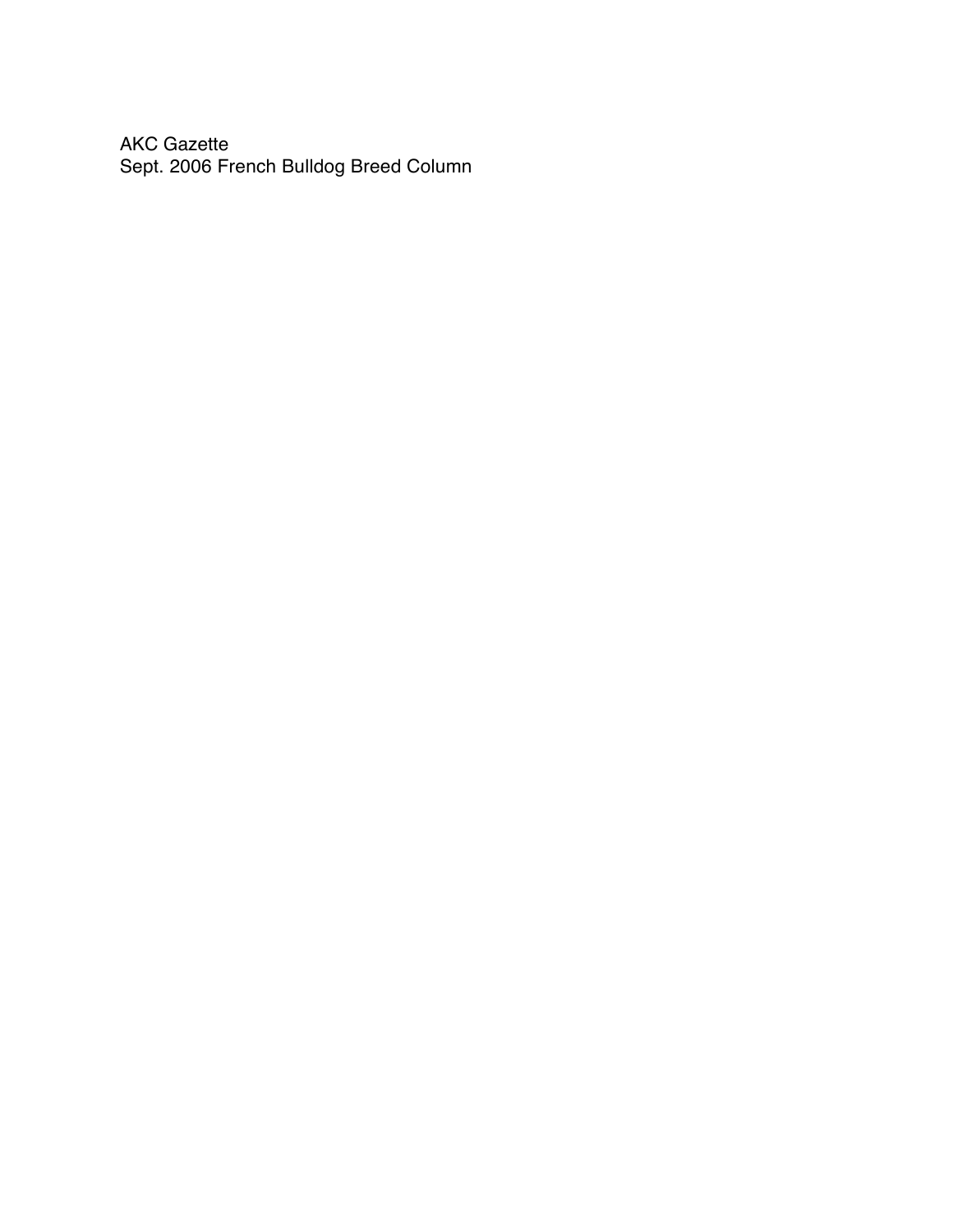AKC Gazette
Sept. 2006 French Bulldog Breed Column